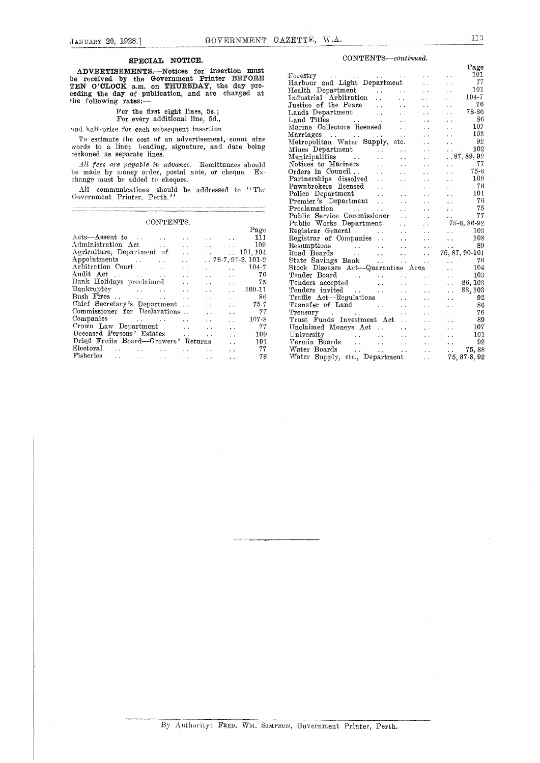## SPECIAL NOTICE.

**ADVERTISEMENTS.**—Notices for insertion must be received by the Government Printer **BEFORE TEN O'CLOCK** a.m. on **THURSDAY**, the day preceding the day of publication, and are charged at the following rates:—

For the first eight lines, 5s.;
For every additional line, 5d.,

and half-price for each subsequent insertion.

To estimate the cost of an advertisement, count nine words to a line; heading, signature, and date being reckoned as separate lines.

*All fees are payable in advance.* Remittances should be made by money order, postal note, or cheque. Exchange must be added to cheques.

All communications should be addressed to "The Government Printer, Perth."

## CONTENTS.

| | Page |
|---|---|
| Acts—Assent to | 111 |
| Administration Act | 109 |
| Agriculture, Department of | 101, 104 |
| Appointments | 76-7, 91-2, 101-2 |
| Arbitration Court | 104-7 |
| Audit Act | 76 |
| Bank Holidays proclaimed | 75 |
| Bankruptcy | 109-11 |
| Bush Fires | 86 |
| Chief Secretary's Department | 75-7 |
| Commissioner for Declarations | 77 |
| Companies | 107-8 |
| Crown Law Department | 77 |
| Deceased Persons' Estates | 109 |
| Dried Fruits Board—Growers' Returns | 101 |
| Electoral | 77 |
| Fisheries | 76 |
| Forestry | 101 |
| Harbour and Light Department | 77 |
| Health Department | 101 |
| Industrial Arbitration | 104-7 |
| Justice of the Peace | 76 |
| Lands Department | 78-86 |
| Land Titles | 86 |
| Marine Collectors licensed | 101 |
| Marriages | 103 |
| Metropolitan Water Supply, etc. | 92 |
| Mines Department | 102 |
| Municipalities | 87, 89, 92 |
| Notices to Mariners | 77 |
| Orders in Council | 75-6 |
| Partnerships dissolved | 109 |
| Pawnbrokers licensed | 76 |
| Police Department | 101 |
| Premier's Department | 76 |
| Proclamation | 75 |
| Public Service Commissioner | 77 |
| Public Works Department | 75-6, 86-92 |
| Registrar General | 103 |
| Registrar of Companies | 108 |
| Resumptions | 89 |
| Road Boards | 75, 87, 90-101 |
| State Savings Bank | 76 |
| Stock Diseases Act—Quarantine Area | 104 |
| Tender Board | 103 |
| Tenders accepted | 86, 103 |
| Tenders invited | 88, 103 |
| Traffic Act—Regulations | 92 |
| Transfer of Land | 86 |
| Treasury | 76 |
| Trust Funds Investment Act | 89 |
| Unclaimed Moneys Act | 107 |
| University | 101 |
| Vermin Boards | 92 |
| Water Boards | 75, 88 |
| Water Supply, etc., Department | 75, 87-8, 92 |

By Authority: FRED. WM. SIMPSON, Government Printer, Perth.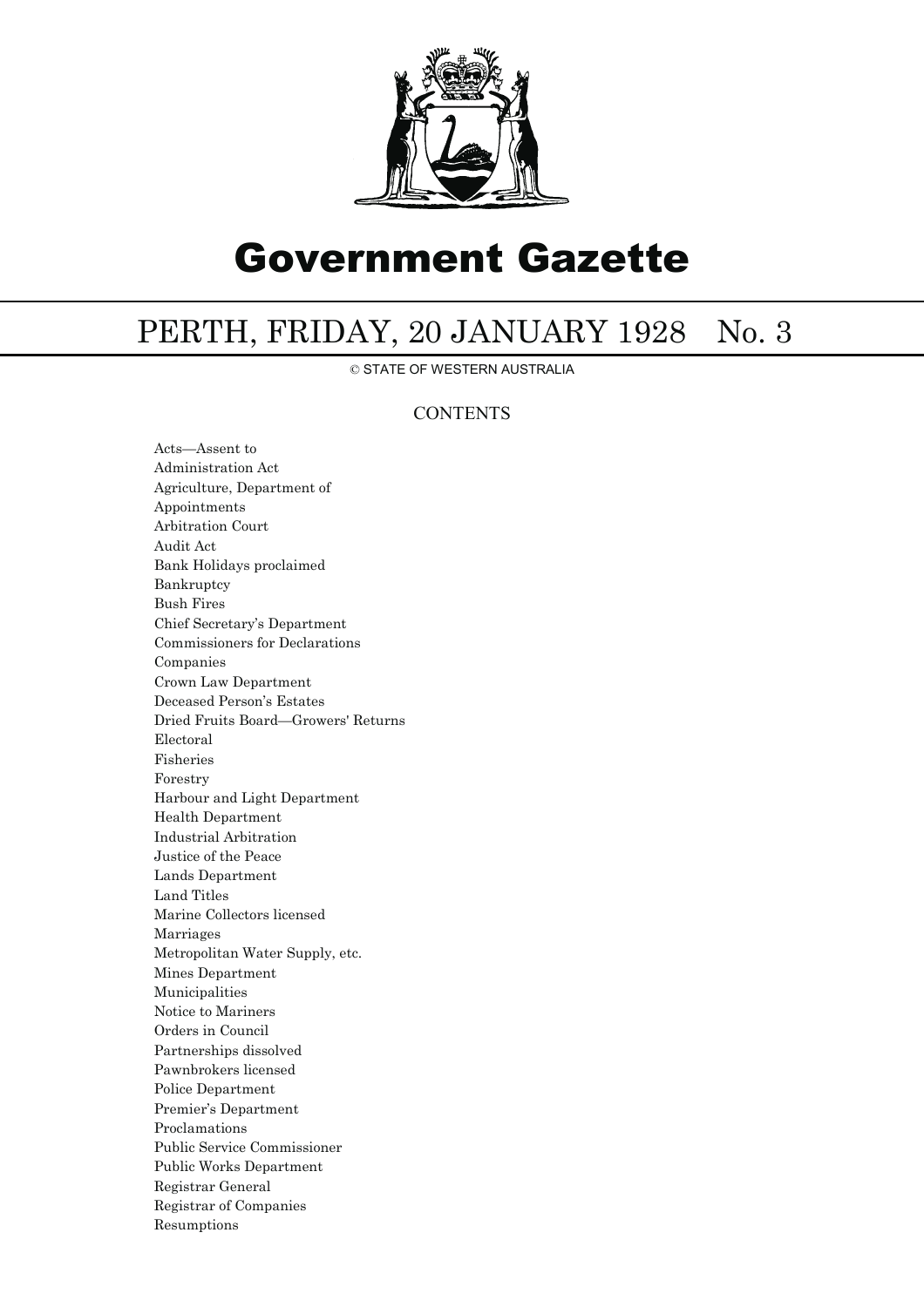# Government Gazette

## PERTH, FRIDAY, 20 JANUARY 1928 No. 3

© STATE OF WESTERN AUSTRALIA

### CONTENTS

Acts—Assent to
Administration Act
Agriculture, Department of
Appointments
Arbitration Court
Audit Act
Bank Holidays proclaimed
Bankruptcy
Bush Fires
Chief Secretary's Department
Commissioners for Declarations
Companies
Crown Law Department
Deceased Person's Estates
Dried Fruits Board—Growers' Returns
Electoral
Fisheries
Forestry
Harbour and Light Department
Health Department
Industrial Arbitration
Justice of the Peace
Lands Department
Land Titles
Marine Collectors licensed
Marriages
Metropolitan Water Supply, etc.
Mines Department
Municipalities
Notice to Mariners
Orders in Council
Partnerships dissolved
Pawnbrokers licensed
Police Department
Premier's Department
Proclamations
Public Service Commissioner
Public Works Department
Registrar General
Registrar of Companies
Resumptions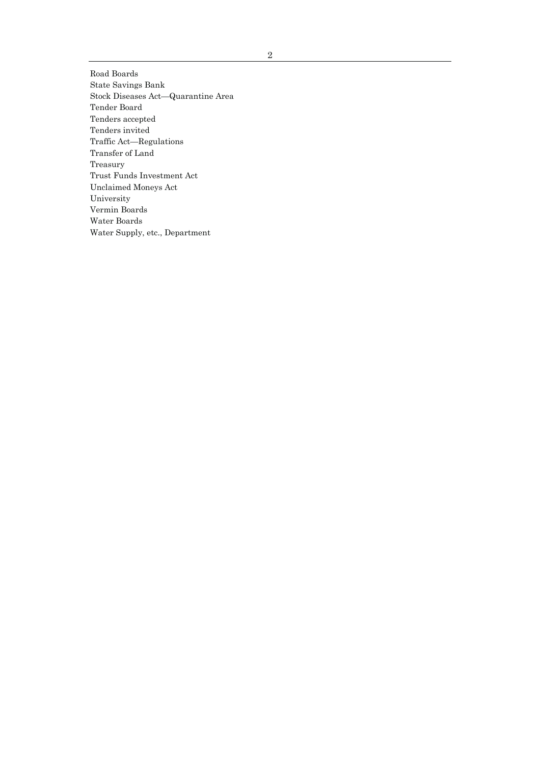Road Boards
State Savings Bank
Stock Diseases Act—Quarantine Area
Tender Board
Tenders accepted
Tenders invited
Traffic Act—Regulations
Transfer of Land
Treasury
Trust Funds Investment Act
Unclaimed Moneys Act
University
Vermin Boards
Water Boards
Water Supply, etc., Department